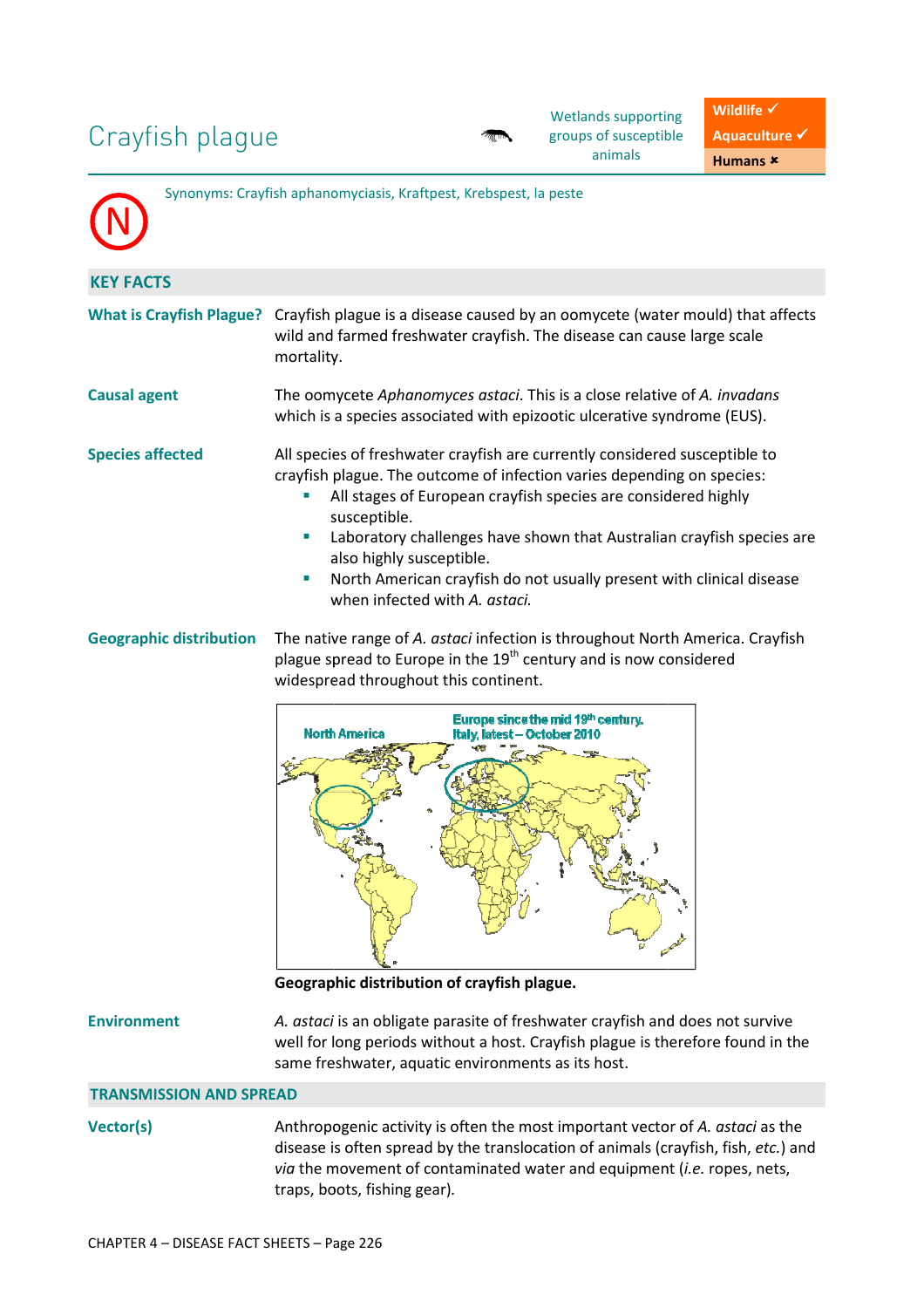# Crayfish plague

Wetlands supporting groups of susceptible animals

| Wildlife ✓ |
|---|
| Aquaculture ✓ |
| Humans ✖ |

N

Synonyms: Crayfish aphanomyciasis, Kraftpest, Krebspest, la peste

## KEY FACTS

**What is Crayfish Plague?**

Crayfish plague is a disease caused by an oomycete (water mould) that affects wild and farmed freshwater crayfish. The disease can cause large scale mortality.

**Causal agent**

The oomycete *Aphanomyces astaci*. This is a close relative of *A. invadans* which is a species associated with epizootic ulcerative syndrome (EUS).

**Species affected**

All species of freshwater crayfish are currently considered susceptible to crayfish plague. The outcome of infection varies depending on species:

- All stages of European crayfish species are considered highly susceptible.
- Laboratory challenges have shown that Australian crayfish species are also highly susceptible.
- North American crayfish do not usually present with clinical disease when infected with *A. astaci.*

**Geographic distribution**

The native range of *A. astaci* infection is throughout North America. Crayfish plague spread to Europe in the 19th century and is now considered widespread throughout this continent.

North America

Europe since the mid 19th century. Italy, latest – October 2010

**Geographic distribution of crayfish plague.**

**Environment**

*A. astaci* is an obligate parasite of freshwater crayfish and does not survive well for long periods without a host. Crayfish plague is therefore found in the same freshwater, aquatic environments as its host.

## TRANSMISSION AND SPREAD

**Vector(s)**

Anthropogenic activity is often the most important vector of *A. astaci* as the disease is often spread by the translocation of animals (crayfish, fish, *etc.*) and *via* the movement of contaminated water and equipment (*i.e.* ropes, nets, traps, boots, fishing gear).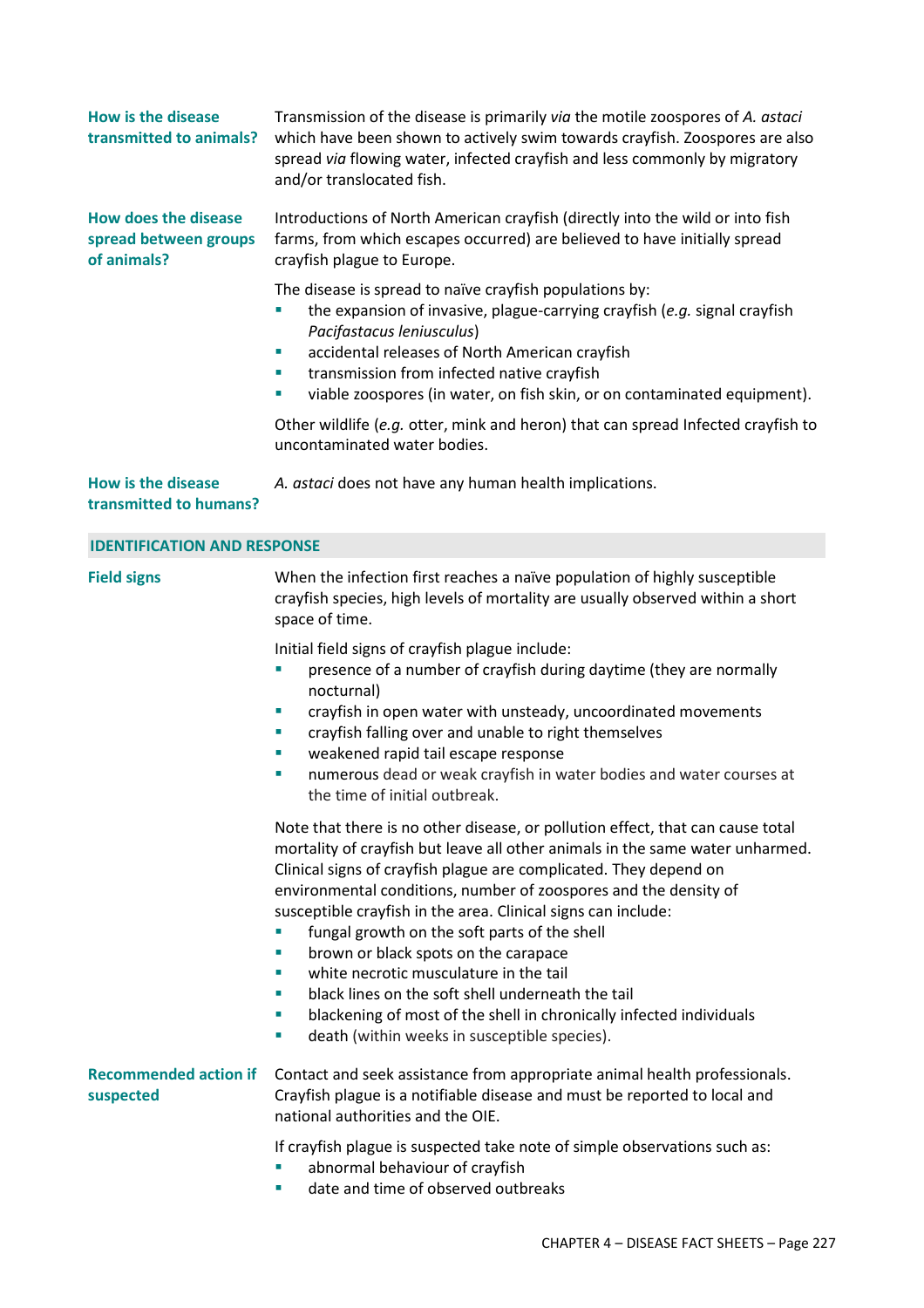**How is the disease transmitted to animals?**

Transmission of the disease is primarily *via* the motile zoospores of *A. astaci* which have been shown to actively swim towards crayfish. Zoospores are also spread *via* flowing water, infected crayfish and less commonly by migratory and/or translocated fish.

**How does the disease spread between groups of animals?**

Introductions of North American crayfish (directly into the wild or into fish farms, from which escapes occurred) are believed to have initially spread crayfish plague to Europe.

The disease is spread to naïve crayfish populations by:

- the expansion of invasive, plague-carrying crayfish (*e.g.* signal crayfish *Pacifastacus leniusculus*)
- accidental releases of North American crayfish
- transmission from infected native crayfish
- viable zoospores (in water, on fish skin, or on contaminated equipment).

Other wildlife (*e.g.* otter, mink and heron) that can spread Infected crayfish to uncontaminated water bodies.

**How is the disease transmitted to humans?**

*A. astaci* does not have any human health implications.

## IDENTIFICATION AND RESPONSE

**Field signs**

When the infection first reaches a naïve population of highly susceptible crayfish species, high levels of mortality are usually observed within a short space of time.

Initial field signs of crayfish plague include:

- presence of a number of crayfish during daytime (they are normally nocturnal)
- crayfish in open water with unsteady, uncoordinated movements
- crayfish falling over and unable to right themselves
- weakened rapid tail escape response
- numerous dead or weak crayfish in water bodies and water courses at the time of initial outbreak.

Note that there is no other disease, or pollution effect, that can cause total mortality of crayfish but leave all other animals in the same water unharmed. Clinical signs of crayfish plague are complicated. They depend on environmental conditions, number of zoospores and the density of susceptible crayfish in the area. Clinical signs can include:

- fungal growth on the soft parts of the shell
- brown or black spots on the carapace
- white necrotic musculature in the tail
- black lines on the soft shell underneath the tail
- blackening of most of the shell in chronically infected individuals
- death (within weeks in susceptible species).

**Recommended action if suspected**

Contact and seek assistance from appropriate animal health professionals. Crayfish plague is a notifiable disease and must be reported to local and national authorities and the OIE.

If crayfish plague is suspected take note of simple observations such as:

- abnormal behaviour of crayfish
- date and time of observed outbreaks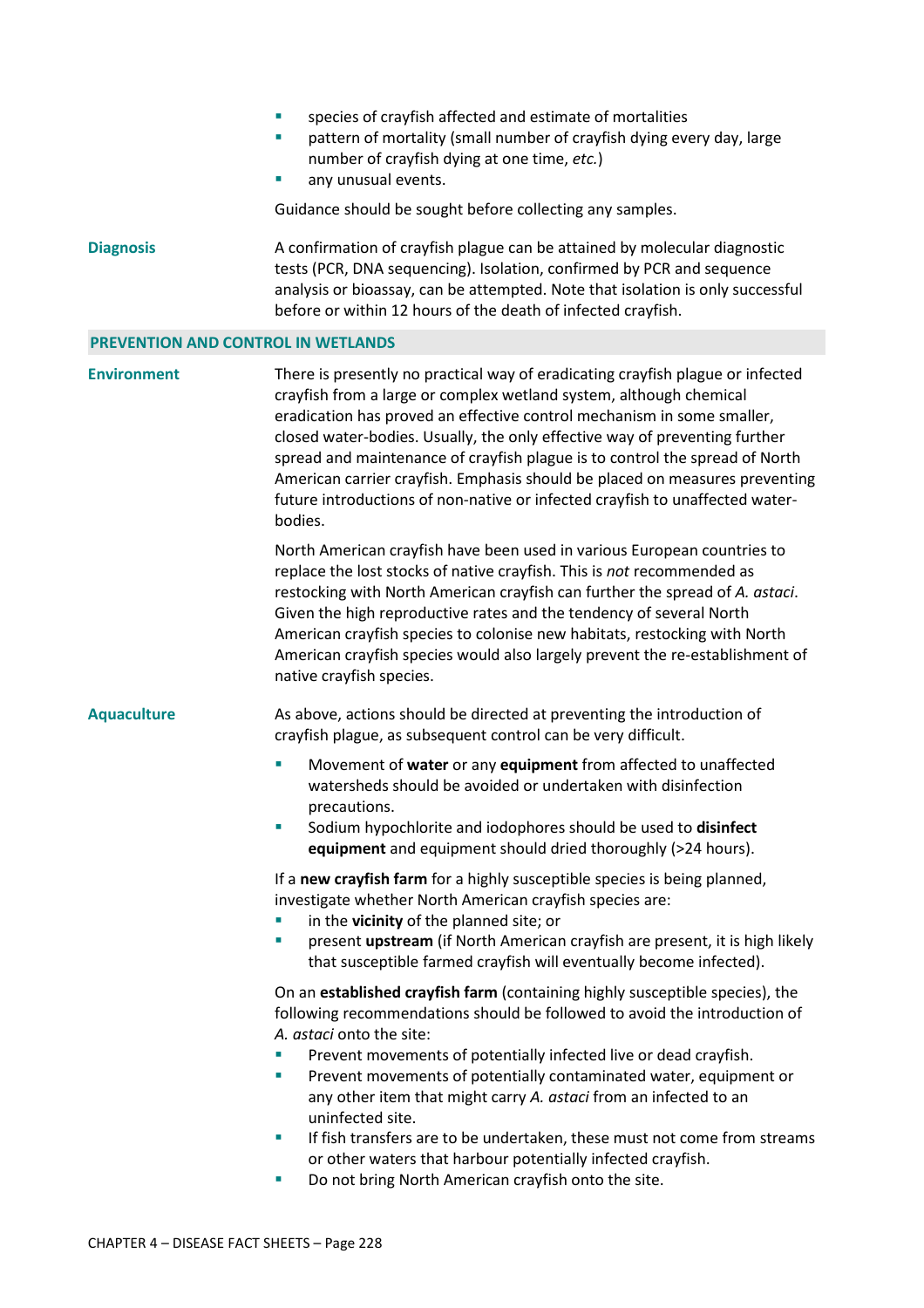- species of crayfish affected and estimate of mortalities
- pattern of mortality (small number of crayfish dying every day, large number of crayfish dying at one time, *etc.*)
- any unusual events.

Guidance should be sought before collecting any samples.

**Diagnosis**

A confirmation of crayfish plague can be attained by molecular diagnostic tests (PCR, DNA sequencing). Isolation, confirmed by PCR and sequence analysis or bioassay, can be attempted. Note that isolation is only successful before or within 12 hours of the death of infected crayfish.

## PREVENTION AND CONTROL IN WETLANDS

**Environment**

There is presently no practical way of eradicating crayfish plague or infected crayfish from a large or complex wetland system, although chemical eradication has proved an effective control mechanism in some smaller, closed water-bodies. Usually, the only effective way of preventing further spread and maintenance of crayfish plague is to control the spread of North American carrier crayfish. Emphasis should be placed on measures preventing future introductions of non-native or infected crayfish to unaffected water-bodies.

North American crayfish have been used in various European countries to replace the lost stocks of native crayfish. This is *not* recommended as restocking with North American crayfish can further the spread of *A. astaci*. Given the high reproductive rates and the tendency of several North American crayfish species to colonise new habitats, restocking with North American crayfish species would also largely prevent the re-establishment of native crayfish species.

**Aquaculture**

As above, actions should be directed at preventing the introduction of crayfish plague, as subsequent control can be very difficult.

- Movement of **water** or any **equipment** from affected to unaffected watersheds should be avoided or undertaken with disinfection precautions.
- Sodium hypochlorite and iodophores should be used to **disinfect equipment** and equipment should dried thoroughly (>24 hours).

If a **new crayfish farm** for a highly susceptible species is being planned, investigate whether North American crayfish species are:

- in the **vicinity** of the planned site; or
- present **upstream** (if North American crayfish are present, it is high likely that susceptible farmed crayfish will eventually become infected).

On an **established crayfish farm** (containing highly susceptible species), the following recommendations should be followed to avoid the introduction of *A. astaci* onto the site:

- Prevent movements of potentially infected live or dead crayfish.
- Prevent movements of potentially contaminated water, equipment or any other item that might carry *A. astaci* from an infected to an uninfected site.
- If fish transfers are to be undertaken, these must not come from streams or other waters that harbour potentially infected crayfish.
- Do not bring North American crayfish onto the site.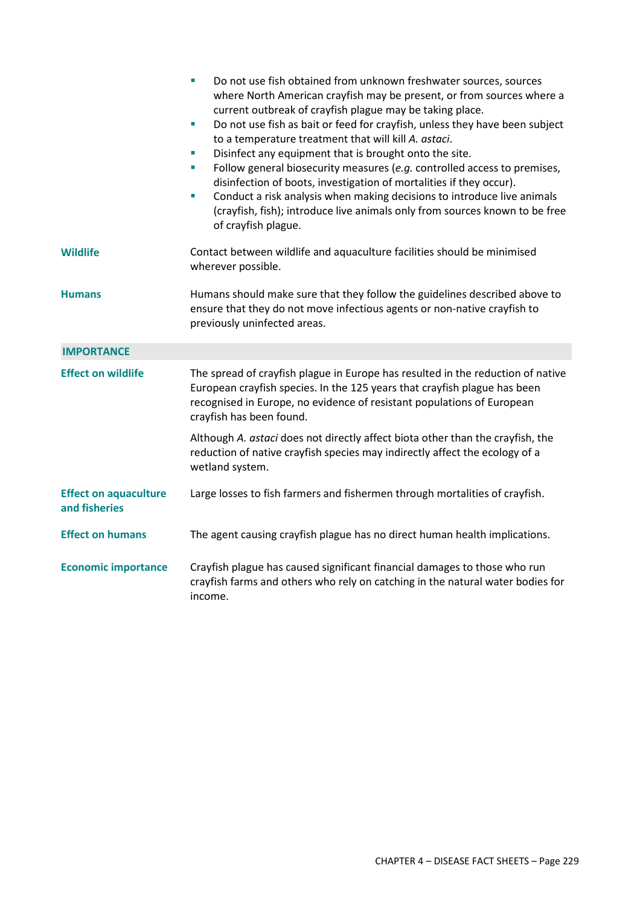- Do not use fish obtained from unknown freshwater sources, sources where North American crayfish may be present, or from sources where a current outbreak of crayfish plague may be taking place.
- Do not use fish as bait or feed for crayfish, unless they have been subject to a temperature treatment that will kill *A. astaci*.
- Disinfect any equipment that is brought onto the site.
- Follow general biosecurity measures (*e.g.* controlled access to premises, disinfection of boots, investigation of mortalities if they occur).
- Conduct a risk analysis when making decisions to introduce live animals (crayfish, fish); introduce live animals only from sources known to be free of crayfish plague.

**Wildlife**

Contact between wildlife and aquaculture facilities should be minimised wherever possible.

**Humans**

Humans should make sure that they follow the guidelines described above to ensure that they do not move infectious agents or non-native crayfish to previously uninfected areas.

## IMPORTANCE

**Effect on wildlife**

The spread of crayfish plague in Europe has resulted in the reduction of native European crayfish species. In the 125 years that crayfish plague has been recognised in Europe, no evidence of resistant populations of European crayfish has been found.

Although *A. astaci* does not directly affect biota other than the crayfish, the reduction of native crayfish species may indirectly affect the ecology of a wetland system.

**Effect on aquaculture and fisheries**

Large losses to fish farmers and fishermen through mortalities of crayfish.

**Effect on humans**

The agent causing crayfish plague has no direct human health implications.

**Economic importance**

Crayfish plague has caused significant financial damages to those who run crayfish farms and others who rely on catching in the natural water bodies for income.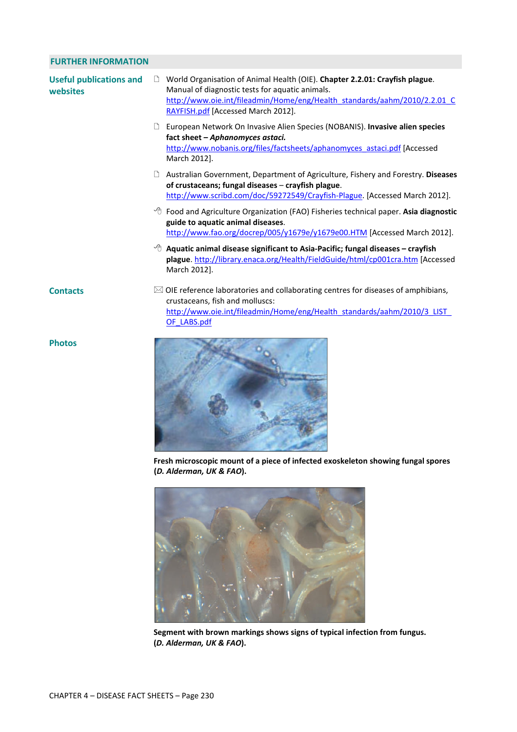## FURTHER INFORMATION

### Useful publications and websites

- World Organisation of Animal Health (OIE). **Chapter 2.2.01: Crayfish plague**. Manual of diagnostic tests for aquatic animals. http://www.oie.int/fileadmin/Home/eng/Health_standards/aahm/2010/2.2.01_CRAYFISH.pdf [Accessed March 2012].
- European Network On Invasive Alien Species (NOBANIS). **Invasive alien species fact sheet – *Aphanomyces astaci.*** http://www.nobanis.org/files/factsheets/aphanomyces_astaci.pdf [Accessed March 2012].
- Australian Government, Department of Agriculture, Fishery and Forestry. **Diseases of crustaceans; fungal diseases – crayfish plague**. http://www.scribd.com/doc/59272549/Crayfish-Plague. [Accessed March 2012].
- Food and Agriculture Organization (FAO) Fisheries technical paper. **Asia diagnostic guide to aquatic animal diseases**. http://www.fao.org/docrep/005/y1679e/y1679e00.HTM [Accessed March 2012].
- **Aquatic animal disease significant to Asia-Pacific; fungal diseases – crayfish plague**. http://library.enaca.org/Health/FieldGuide/html/cp001cra.htm [Accessed March 2012].

### Contacts

OIE reference laboratories and collaborating centres for diseases of amphibians, crustaceans, fish and molluscs: http://www.oie.int/fileadmin/Home/eng/Health_standards/aahm/2010/3_LIST_OF_LABS.pdf

### Photos

**Fresh microscopic mount of a piece of infected exoskeleton showing fungal spores (*D. Alderman, UK & FAO*).**

**Segment with brown markings shows signs of typical infection from fungus. (*D. Alderman, UK & FAO*).**